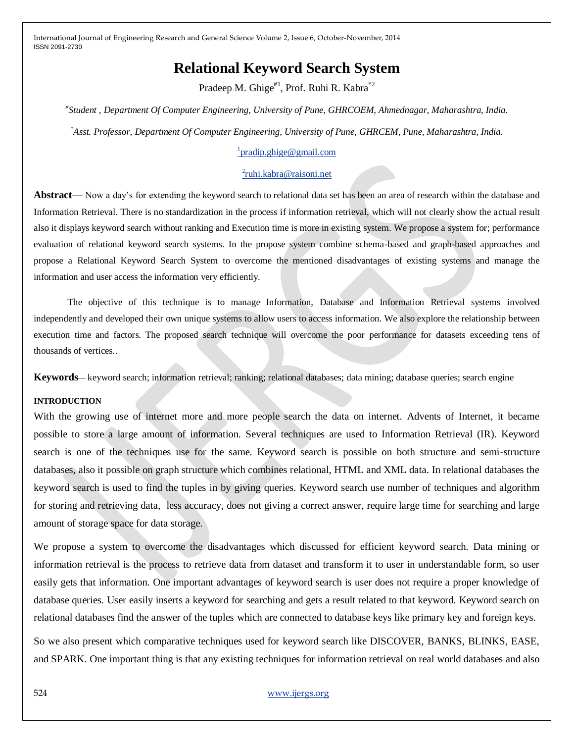# Relational Keyword Search System

Pradeep M. Ghige[#1], Prof. Ruhi R. Kabra[*2]

[#]*Student , Department Of Computer Engineering, University of Pune, GHRCOEM, Ahmednagar, Maharashtra, India.*

[*]*Asst. Professor, Department Of Computer Engineering, University of Pune, GHRCEM, Pune, Maharashtra, India.*

[1]pradip.ghige@gmail.com

[2]ruhi.kabra@raisoni.net

**Abstract**— Now a day's for extending the keyword search to relational data set has been an area of research within the database and Information Retrieval. There is no standardization in the process if information retrieval, which will not clearly show the actual result also it displays keyword search without ranking and Execution time is more in existing system. We propose a system for; performance evaluation of relational keyword search systems. In the propose system combine schema-based and graph-based approaches and propose a Relational Keyword Search System to overcome the mentioned disadvantages of existing systems and manage the information and user access the information very efficiently.

The objective of this technique is to manage Information, Database and Information Retrieval systems involved independently and developed their own unique systems to allow users to access information. We also explore the relationship between execution time and factors. The proposed search technique will overcome the poor performance for datasets exceeding tens of thousands of vertices..

**Keywords**— keyword search; information retrieval; ranking; relational databases; data mining; database queries; search engine

## INTRODUCTION

With the growing use of internet more and more people search the data on internet. Advents of Internet, it became possible to store a large amount of information. Several techniques are used to Information Retrieval (IR). Keyword search is one of the techniques use for the same. Keyword search is possible on both structure and semi-structure databases, also it possible on graph structure which combines relational, HTML and XML data. In relational databases the keyword search is used to find the tuples in by giving queries. Keyword search use number of techniques and algorithm for storing and retrieving data, less accuracy, does not giving a correct answer, require large time for searching and large amount of storage space for data storage.

We propose a system to overcome the disadvantages which discussed for efficient keyword search. Data mining or information retrieval is the process to retrieve data from dataset and transform it to user in understandable form, so user easily gets that information. One important advantages of keyword search is user does not require a proper knowledge of database queries. User easily inserts a keyword for searching and gets a result related to that keyword. Keyword search on relational databases find the answer of the tuples which are connected to database keys like primary key and foreign keys.

So we also present which comparative techniques used for keyword search like DISCOVER, BANKS, BLINKS, EASE, and SPARK. One important thing is that any existing techniques for information retrieval on real world databases and also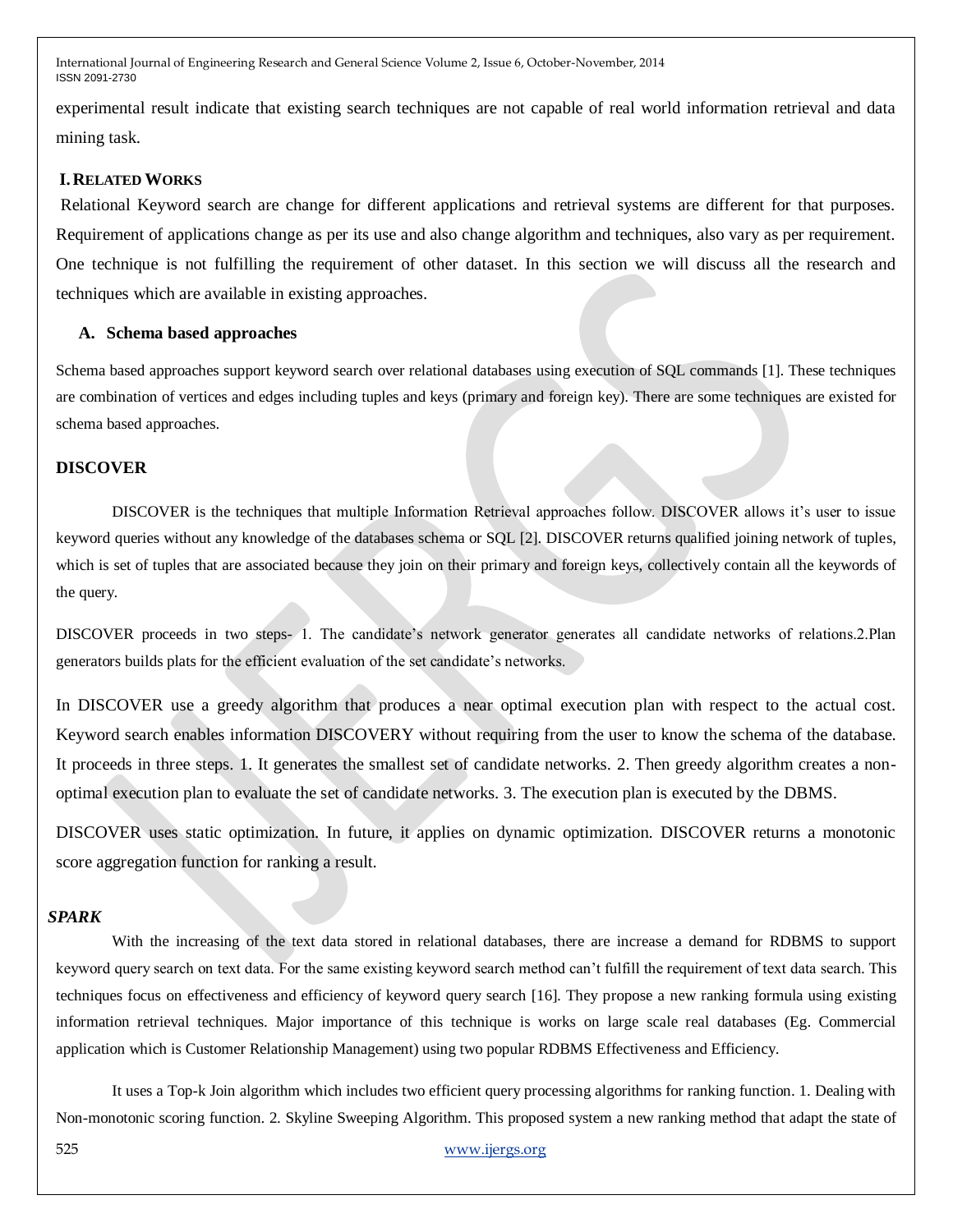experimental result indicate that existing search techniques are not capable of real world information retrieval and data mining task.

## I. RELATED WORKS

Relational Keyword search are change for different applications and retrieval systems are different for that purposes. Requirement of applications change as per its use and also change algorithm and techniques, also vary as per requirement. One technique is not fulfilling the requirement of other dataset. In this section we will discuss all the research and techniques which are available in existing approaches.

### A. Schema based approaches

Schema based approaches support keyword search over relational databases using execution of SQL commands [1]. These techniques are combination of vertices and edges including tuples and keys (primary and foreign key). There are some techniques are existed for schema based approaches.

### DISCOVER

DISCOVER is the techniques that multiple Information Retrieval approaches follow. DISCOVER allows it's user to issue keyword queries without any knowledge of the databases schema or SQL [2]. DISCOVER returns qualified joining network of tuples, which is set of tuples that are associated because they join on their primary and foreign keys, collectively contain all the keywords of the query.

DISCOVER proceeds in two steps- 1. The candidate's network generator generates all candidate networks of relations.2.Plan generators builds plats for the efficient evaluation of the set candidate's networks.

In DISCOVER use a greedy algorithm that produces a near optimal execution plan with respect to the actual cost. Keyword search enables information DISCOVERY without requiring from the user to know the schema of the database. It proceeds in three steps. 1. It generates the smallest set of candidate networks. 2. Then greedy algorithm creates a non-optimal execution plan to evaluate the set of candidate networks. 3. The execution plan is executed by the DBMS.

DISCOVER uses static optimization. In future, it applies on dynamic optimization. DISCOVER returns a monotonic score aggregation function for ranking a result.

### *SPARK*

With the increasing of the text data stored in relational databases, there are increase a demand for RDBMS to support keyword query search on text data. For the same existing keyword search method can't fulfill the requirement of text data search. This techniques focus on effectiveness and efficiency of keyword query search [16]. They propose a new ranking formula using existing information retrieval techniques. Major importance of this technique is works on large scale real databases (Eg. Commercial application which is Customer Relationship Management) using two popular RDBMS Effectiveness and Efficiency.

It uses a Top-k Join algorithm which includes two efficient query processing algorithms for ranking function. 1. Dealing with Non-monotonic scoring function. 2. Skyline Sweeping Algorithm. This proposed system a new ranking method that adapt the state of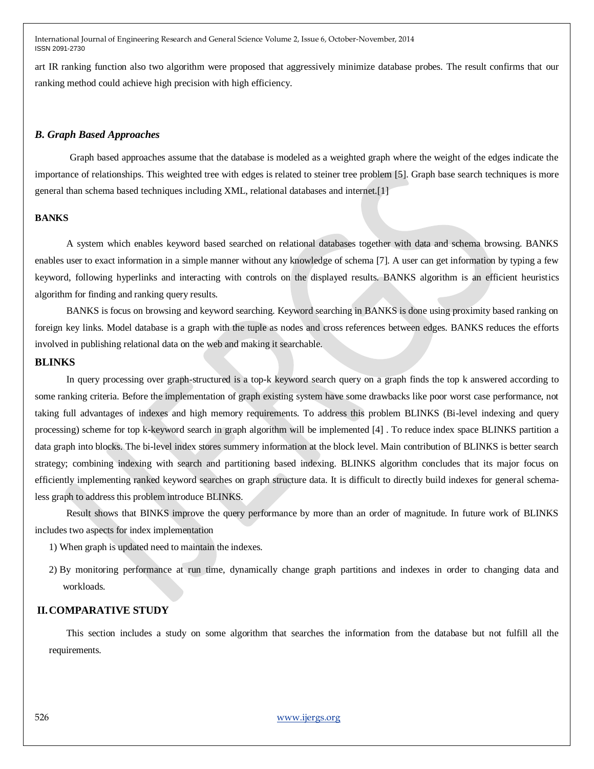art IR ranking function also two algorithm were proposed that aggressively minimize database probes. The result confirms that our ranking method could achieve high precision with high efficiency.

### *B. Graph Based Approaches*

Graph based approaches assume that the database is modeled as a weighted graph where the weight of the edges indicate the importance of relationships. This weighted tree with edges is related to steiner tree problem [5]. Graph base search techniques is more general than schema based techniques including XML, relational databases and internet.[1]

**BANKS**

A system which enables keyword based searched on relational databases together with data and schema browsing. BANKS enables user to exact information in a simple manner without any knowledge of schema [7]. A user can get information by typing a few keyword, following hyperlinks and interacting with controls on the displayed results. BANKS algorithm is an efficient heuristics algorithm for finding and ranking query results.

BANKS is focus on browsing and keyword searching. Keyword searching in BANKS is done using proximity based ranking on foreign key links. Model database is a graph with the tuple as nodes and cross references between edges. BANKS reduces the efforts involved in publishing relational data on the web and making it searchable.

**BLINKS**

In query processing over graph-structured is a top-k keyword search query on a graph finds the top k answered according to some ranking criteria. Before the implementation of graph existing system have some drawbacks like poor worst case performance, not taking full advantages of indexes and high memory requirements. To address this problem BLINKS (Bi-level indexing and query processing) scheme for top k-keyword search in graph algorithm will be implemented [4] . To reduce index space BLINKS partition a data graph into blocks. The bi-level index stores summery information at the block level. Main contribution of BLINKS is better search strategy; combining indexing with search and partitioning based indexing. BLINKS algorithm concludes that its major focus on efficiently implementing ranked keyword searches on graph structure data. It is difficult to directly build indexes for general schema-less graph to address this problem introduce BLINKS.

Result shows that BINKS improve the query performance by more than an order of magnitude. In future work of BLINKS includes two aspects for index implementation

1) When graph is updated need to maintain the indexes.
2) By monitoring performance at run time, dynamically change graph partitions and indexes in order to changing data and workloads.

## II. COMPARATIVE STUDY

This section includes a study on some algorithm that searches the information from the database but not fulfill all the requirements.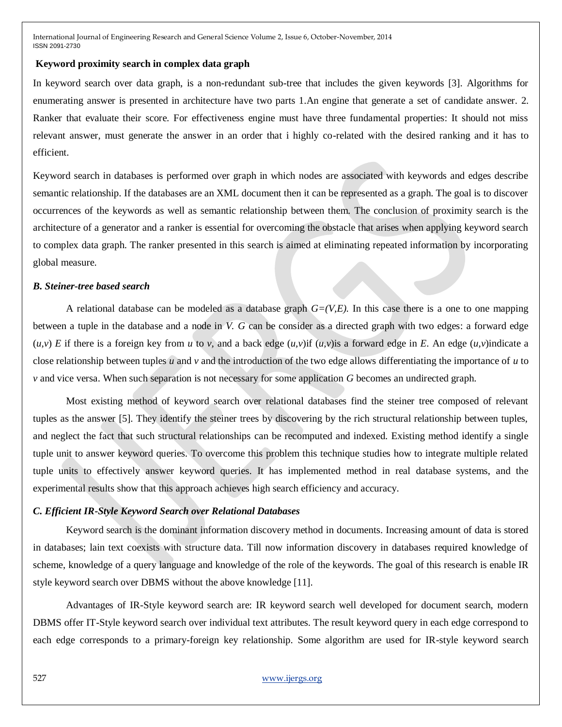**Keyword proximity search in complex data graph**

In keyword search over data graph, is a non-redundant sub-tree that includes the given keywords [3]. Algorithms for enumerating answer is presented in architecture have two parts 1.An engine that generate a set of candidate answer. 2. Ranker that evaluate their score. For effectiveness engine must have three fundamental properties: It should not miss relevant answer, must generate the answer in an order that i highly co-related with the desired ranking and it has to efficient.

Keyword search in databases is performed over graph in which nodes are associated with keywords and edges describe semantic relationship. If the databases are an XML document then it can be represented as a graph. The goal is to discover occurrences of the keywords as well as semantic relationship between them. The conclusion of proximity search is the architecture of a generator and a ranker is essential for overcoming the obstacle that arises when applying keyword search to complex data graph. The ranker presented in this search is aimed at eliminating repeated information by incorporating global measure.

### *B. Steiner-tree based search*

A relational database can be modeled as a database graph $G=(V,E)$. In this case there is a one to one mapping between a tuple in the database and a node in $V$. $G$ can be consider as a directed graph with two edges: a forward edge $(u,v)$ $E$ if there is a foreign key from $u$ to $v$, and a back edge $(u,v)$if $(u,v)$is a forward edge in $E$. An edge $(u,v)$indicate a close relationship between tuples $u$ and $v$ and the introduction of the two edge allows differentiating the importance of $u$ to $v$ and vice versa. When such separation is not necessary for some application $G$ becomes an undirected graph.

Most existing method of keyword search over relational databases find the steiner tree composed of relevant tuples as the answer [5]. They identify the steiner trees by discovering by the rich structural relationship between tuples, and neglect the fact that such structural relationships can be recomputed and indexed. Existing method identify a single tuple unit to answer keyword queries. To overcome this problem this technique studies how to integrate multiple related tuple units to effectively answer keyword queries. It has implemented method in real database systems, and the experimental results show that this approach achieves high search efficiency and accuracy.

### *C. Efficient IR-Style Keyword Search over Relational Databases*

Keyword search is the dominant information discovery method in documents. Increasing amount of data is stored in databases; lain text coexists with structure data. Till now information discovery in databases required knowledge of scheme, knowledge of a query language and knowledge of the role of the keywords. The goal of this research is enable IR style keyword search over DBMS without the above knowledge [11].

Advantages of IR-Style keyword search are: IR keyword search well developed for document search, modern DBMS offer IT-Style keyword search over individual text attributes. The result keyword query in each edge correspond to each edge corresponds to a primary-foreign key relationship. Some algorithm are used for IR-style keyword search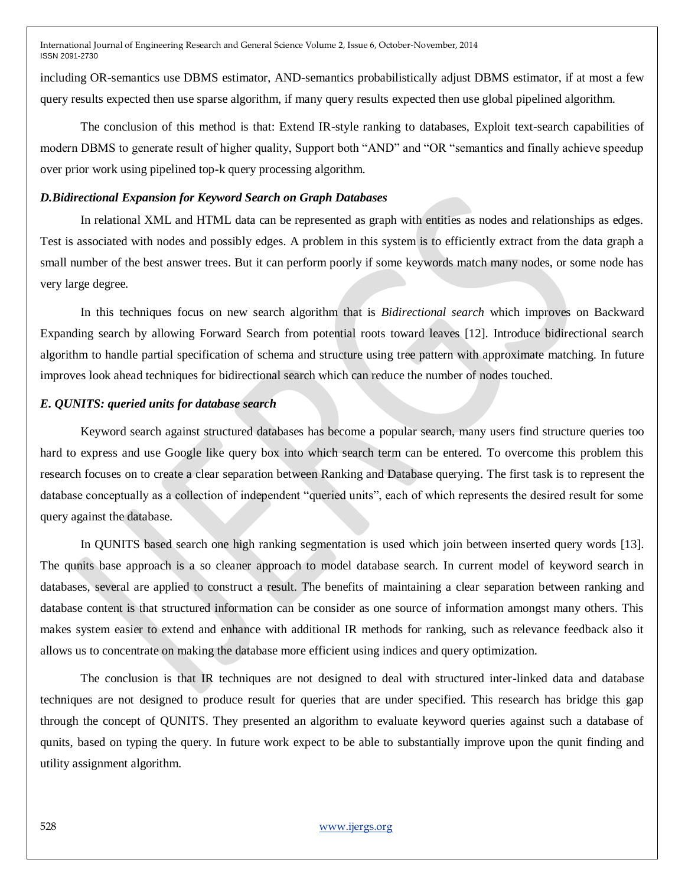including OR-semantics use DBMS estimator, AND-semantics probabilistically adjust DBMS estimator, if at most a few query results expected then use sparse algorithm, if many query results expected then use global pipelined algorithm.

The conclusion of this method is that: Extend IR-style ranking to databases, Exploit text-search capabilities of modern DBMS to generate result of higher quality, Support both "AND" and "OR "semantics and finally achieve speedup over prior work using pipelined top-k query processing algorithm.

### *D.Bidirectional Expansion for Keyword Search on Graph Databases*

In relational XML and HTML data can be represented as graph with entities as nodes and relationships as edges. Test is associated with nodes and possibly edges. A problem in this system is to efficiently extract from the data graph a small number of the best answer trees. But it can perform poorly if some keywords match many nodes, or some node has very large degree.

In this techniques focus on new search algorithm that is *Bidirectional search* which improves on Backward Expanding search by allowing Forward Search from potential roots toward leaves [12]. Introduce bidirectional search algorithm to handle partial specification of schema and structure using tree pattern with approximate matching. In future improves look ahead techniques for bidirectional search which can reduce the number of nodes touched.

### *E. QUNITS: queried units for database search*

Keyword search against structured databases has become a popular search, many users find structure queries too hard to express and use Google like query box into which search term can be entered. To overcome this problem this research focuses on to create a clear separation between Ranking and Database querying. The first task is to represent the database conceptually as a collection of independent "queried units", each of which represents the desired result for some query against the database.

In QUNITS based search one high ranking segmentation is used which join between inserted query words [13]. The qunits base approach is a so cleaner approach to model database search. In current model of keyword search in databases, several are applied to construct a result. The benefits of maintaining a clear separation between ranking and database content is that structured information can be consider as one source of information amongst many others. This makes system easier to extend and enhance with additional IR methods for ranking, such as relevance feedback also it allows us to concentrate on making the database more efficient using indices and query optimization.

The conclusion is that IR techniques are not designed to deal with structured inter-linked data and database techniques are not designed to produce result for queries that are under specified. This research has bridge this gap through the concept of QUNITS. They presented an algorithm to evaluate keyword queries against such a database of qunits, based on typing the query. In future work expect to be able to substantially improve upon the qunit finding and utility assignment algorithm.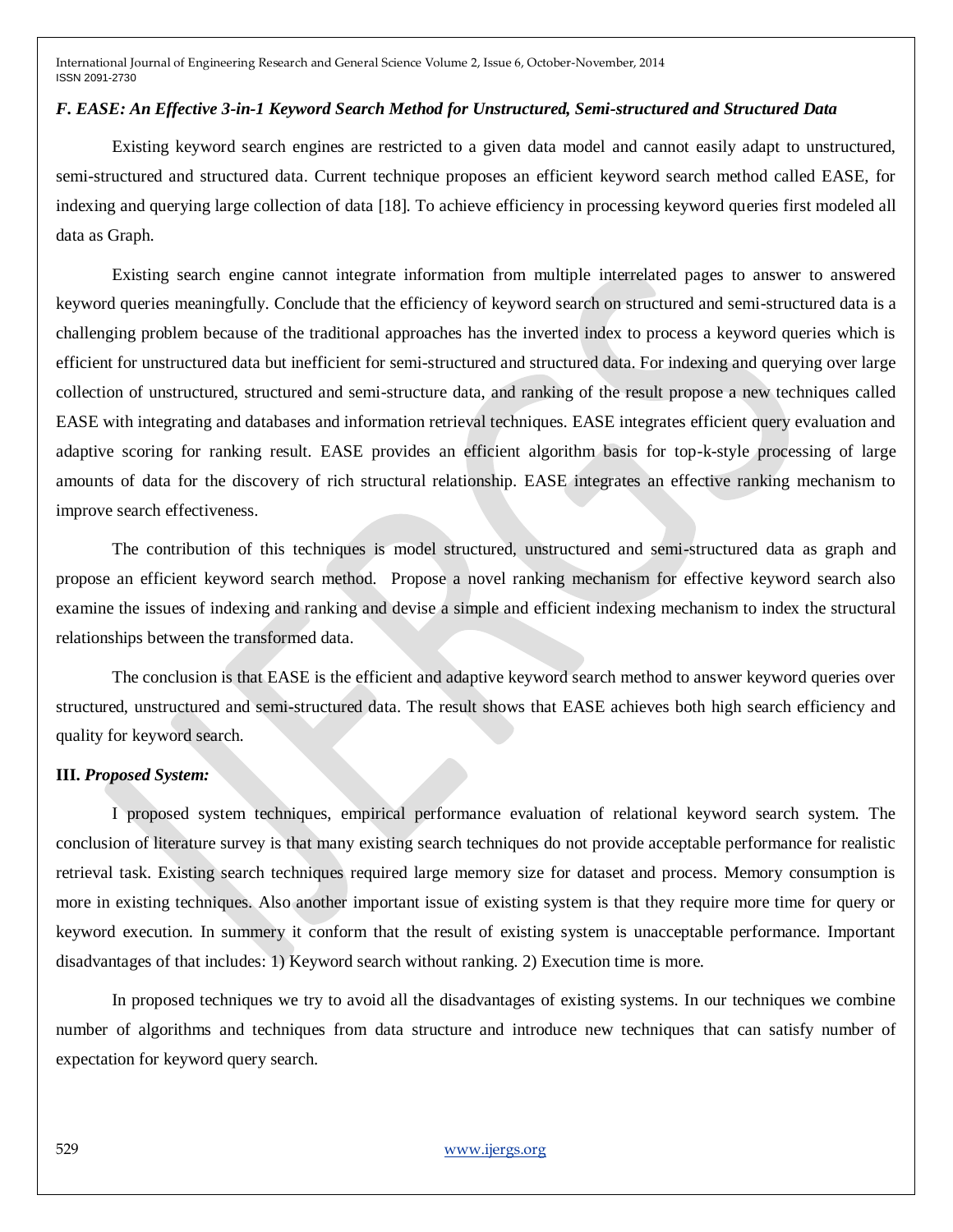### *F. EASE: An Effective 3-in-1 Keyword Search Method for Unstructured, Semi-structured and Structured Data*

Existing keyword search engines are restricted to a given data model and cannot easily adapt to unstructured, semi-structured and structured data. Current technique proposes an efficient keyword search method called EASE, for indexing and querying large collection of data [18]. To achieve efficiency in processing keyword queries first modeled all data as Graph.

Existing search engine cannot integrate information from multiple interrelated pages to answer to answered keyword queries meaningfully. Conclude that the efficiency of keyword search on structured and semi-structured data is a challenging problem because of the traditional approaches has the inverted index to process a keyword queries which is efficient for unstructured data but inefficient for semi-structured and structured data. For indexing and querying over large collection of unstructured, structured and semi-structure data, and ranking of the result propose a new techniques called EASE with integrating and databases and information retrieval techniques. EASE integrates efficient query evaluation and adaptive scoring for ranking result. EASE provides an efficient algorithm basis for top-k-style processing of large amounts of data for the discovery of rich structural relationship. EASE integrates an effective ranking mechanism to improve search effectiveness.

The contribution of this techniques is model structured, unstructured and semi-structured data as graph and propose an efficient keyword search method. Propose a novel ranking mechanism for effective keyword search also examine the issues of indexing and ranking and devise a simple and efficient indexing mechanism to index the structural relationships between the transformed data.

The conclusion is that EASE is the efficient and adaptive keyword search method to answer keyword queries over structured, unstructured and semi-structured data. The result shows that EASE achieves both high search efficiency and quality for keyword search.

## III. *Proposed System:*

I proposed system techniques, empirical performance evaluation of relational keyword search system. The conclusion of literature survey is that many existing search techniques do not provide acceptable performance for realistic retrieval task. Existing search techniques required large memory size for dataset and process. Memory consumption is more in existing techniques. Also another important issue of existing system is that they require more time for query or keyword execution. In summery it conform that the result of existing system is unacceptable performance. Important disadvantages of that includes: 1) Keyword search without ranking. 2) Execution time is more.

In proposed techniques we try to avoid all the disadvantages of existing systems. In our techniques we combine number of algorithms and techniques from data structure and introduce new techniques that can satisfy number of expectation for keyword query search.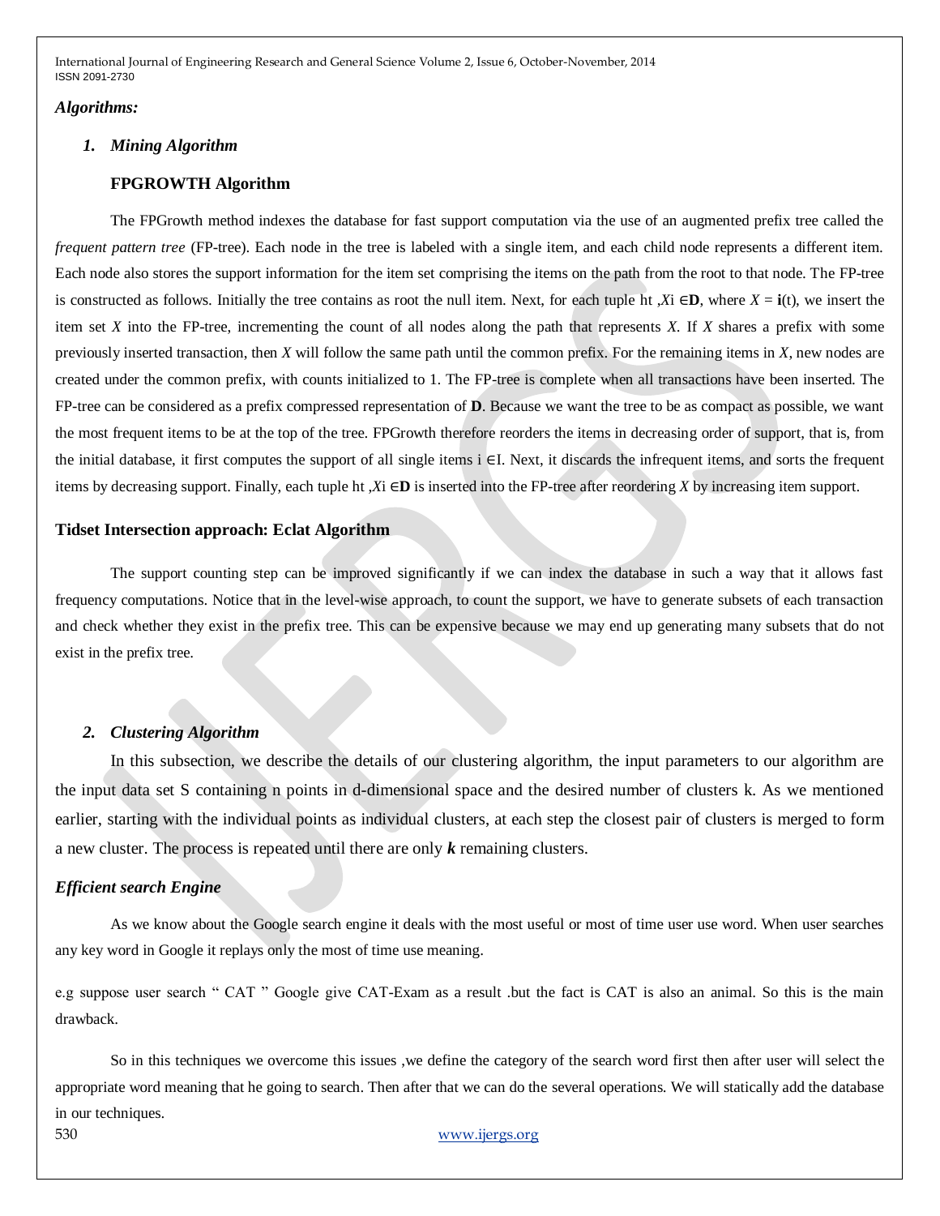***Algorithms:***

1. ***Mining Algorithm***

### FPGROWTH Algorithm

The FPGrowth method indexes the database for fast support computation via the use of an augmented prefix tree called the *frequent pattern tree* (FP-tree). Each node in the tree is labeled with a single item, and each child node represents a different item. Each node also stores the support information for the item set comprising the items on the path from the root to that node. The FP-tree is constructed as follows. Initially the tree contains as root the null item. Next, for each tuple ht ,$X$i ∈**D**, where $X$ = **i**(t), we insert the item set $X$ into the FP-tree, incrementing the count of all nodes along the path that represents $X$. If $X$ shares a prefix with some previously inserted transaction, then $X$ will follow the same path until the common prefix. For the remaining items in $X$, new nodes are created under the common prefix, with counts initialized to 1. The FP-tree is complete when all transactions have been inserted. The FP-tree can be considered as a prefix compressed representation of **D**. Because we want the tree to be as compact as possible, we want the most frequent items to be at the top of the tree. FPGrowth therefore reorders the items in decreasing order of support, that is, from the initial database, it first computes the support of all single items i ∈I. Next, it discards the infrequent items, and sorts the frequent items by decreasing support. Finally, each tuple ht ,$X$i ∈**D** is inserted into the FP-tree after reordering $X$ by increasing item support.

### Tidset Intersection approach: Eclat Algorithm

The support counting step can be improved significantly if we can index the database in such a way that it allows fast frequency computations. Notice that in the level-wise approach, to count the support, we have to generate subsets of each transaction and check whether they exist in the prefix tree. This can be expensive because we may end up generating many subsets that do not exist in the prefix tree.

2. ***Clustering Algorithm***

In this subsection, we describe the details of our clustering algorithm, the input parameters to our algorithm are the input data set S containing n points in d-dimensional space and the desired number of clusters k. As we mentioned earlier, starting with the individual points as individual clusters, at each step the closest pair of clusters is merged to form a new cluster. The process is repeated until there are only ***k*** remaining clusters.

***Efficient search Engine***

As we know about the Google search engine it deals with the most useful or most of time user use word. When user searches any key word in Google it replays only the most of time use meaning.

e.g suppose user search " CAT " Google give CAT-Exam as a result .but the fact is CAT is also an animal. So this is the main drawback.

So in this techniques we overcome this issues ,we define the category of the search word first then after user will select the appropriate word meaning that he going to search. Then after that we can do the several operations. We will statically add the database in our techniques.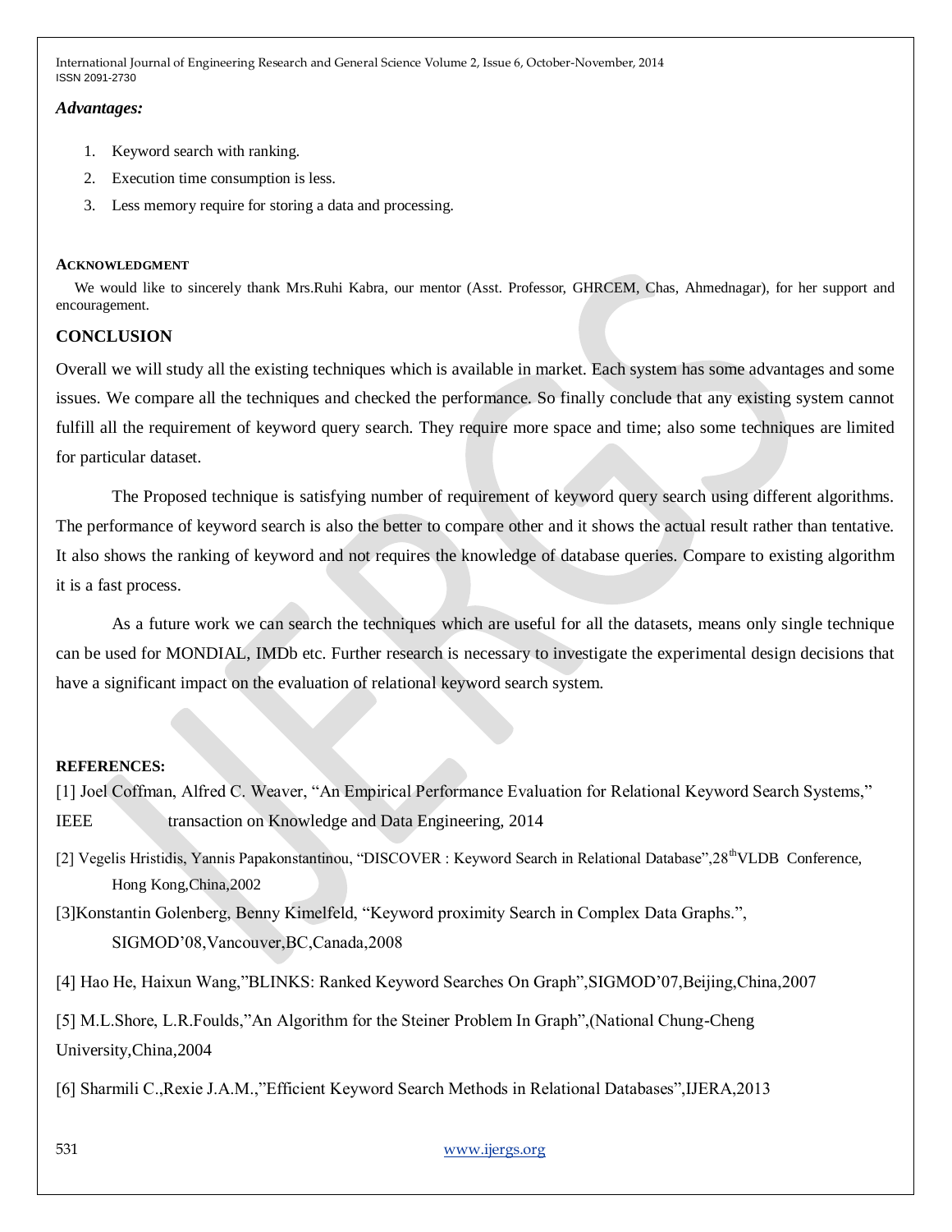*Advantages:*

1. Keyword search with ranking.
2. Execution time consumption is less.
3. Less memory require for storing a data and processing.

## ACKNOWLEDGMENT

We would like to sincerely thank Mrs.Ruhi Kabra, our mentor (Asst. Professor, GHRCEM, Chas, Ahmednagar), for her support and encouragement.

## CONCLUSION

Overall we will study all the existing techniques which is available in market. Each system has some advantages and some issues. We compare all the techniques and checked the performance. So finally conclude that any existing system cannot fulfill all the requirement of keyword query search. They require more space and time; also some techniques are limited for particular dataset.

The Proposed technique is satisfying number of requirement of keyword query search using different algorithms. The performance of keyword search is also the better to compare other and it shows the actual result rather than tentative. It also shows the ranking of keyword and not requires the knowledge of database queries. Compare to existing algorithm it is a fast process.

As a future work we can search the techniques which are useful for all the datasets, means only single technique can be used for MONDIAL, IMDb etc. Further research is necessary to investigate the experimental design decisions that have a significant impact on the evaluation of relational keyword search system.

## REFERENCES:

[1] Joel Coffman, Alfred C. Weaver, "An Empirical Performance Evaluation for Relational Keyword Search Systems," IEEE transaction on Knowledge and Data Engineering, 2014

[2] Vegelis Hristidis, Yannis Papakonstantinou, "DISCOVER : Keyword Search in Relational Database",28th VLDB Conference, Hong Kong,China,2002

[3]Konstantin Golenberg, Benny Kimelfeld, "Keyword proximity Search in Complex Data Graphs.", SIGMOD'08,Vancouver,BC,Canada,2008

[4] Hao He, Haixun Wang,"BLINKS: Ranked Keyword Searches On Graph",SIGMOD'07,Beijing,China,2007

[5] M.L.Shore, L.R.Foulds,"An Algorithm for the Steiner Problem In Graph",(National Chung-Cheng University,China,2004

[6] Sharmili C.,Rexie J.A.M.,"Efficient Keyword Search Methods in Relational Databases",IJERA,2013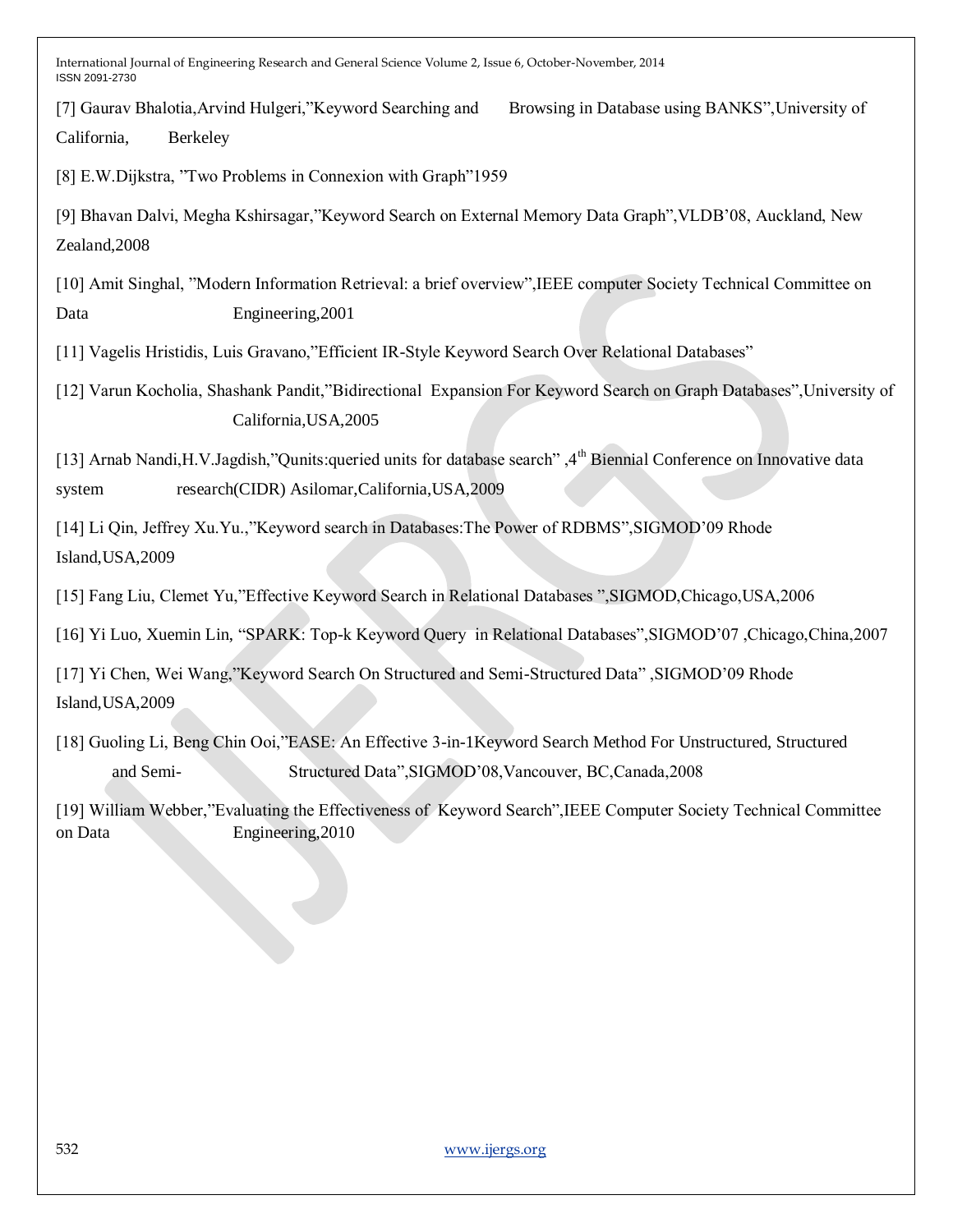[7] Gaurav Bhalotia,Arvind Hulgeri,"Keyword Searching and Browsing in Database using BANKS",University of California, Berkeley

[8] E.W.Dijkstra, "Two Problems in Connexion with Graph"1959

[9] Bhavan Dalvi, Megha Kshirsagar,"Keyword Search on External Memory Data Graph",VLDB'08, Auckland, New Zealand,2008

[10] Amit Singhal, "Modern Information Retrieval: a brief overview",IEEE computer Society Technical Committee on Data Engineering,2001

[11] Vagelis Hristidis, Luis Gravano,"Efficient IR-Style Keyword Search Over Relational Databases"

[12] Varun Kocholia, Shashank Pandit,"Bidirectional Expansion For Keyword Search on Graph Databases",University of California,USA,2005

[13] Arnab Nandi,H.V.Jagdish,"Qunits:queried units for database search" ,4th Biennial Conference on Innovative data system research(CIDR) Asilomar,California,USA,2009

[14] Li Qin, Jeffrey Xu.Yu.,"Keyword search in Databases:The Power of RDBMS",SIGMOD'09 Rhode Island,USA,2009

[15] Fang Liu, Clemet Yu,"Effective Keyword Search in Relational Databases ",SIGMOD,Chicago,USA,2006

[16] Yi Luo, Xuemin Lin, "SPARK: Top-k Keyword Query in Relational Databases",SIGMOD'07 ,Chicago,China,2007

[17] Yi Chen, Wei Wang,"Keyword Search On Structured and Semi-Structured Data" ,SIGMOD'09 Rhode Island,USA,2009

[18] Guoling Li, Beng Chin Ooi,"EASE: An Effective 3-in-1Keyword Search Method For Unstructured, Structured and Semi- Structured Data",SIGMOD'08,Vancouver, BC,Canada,2008

[19] William Webber,"Evaluating the Effectiveness of Keyword Search",IEEE Computer Society Technical Committee on Data Engineering,2010